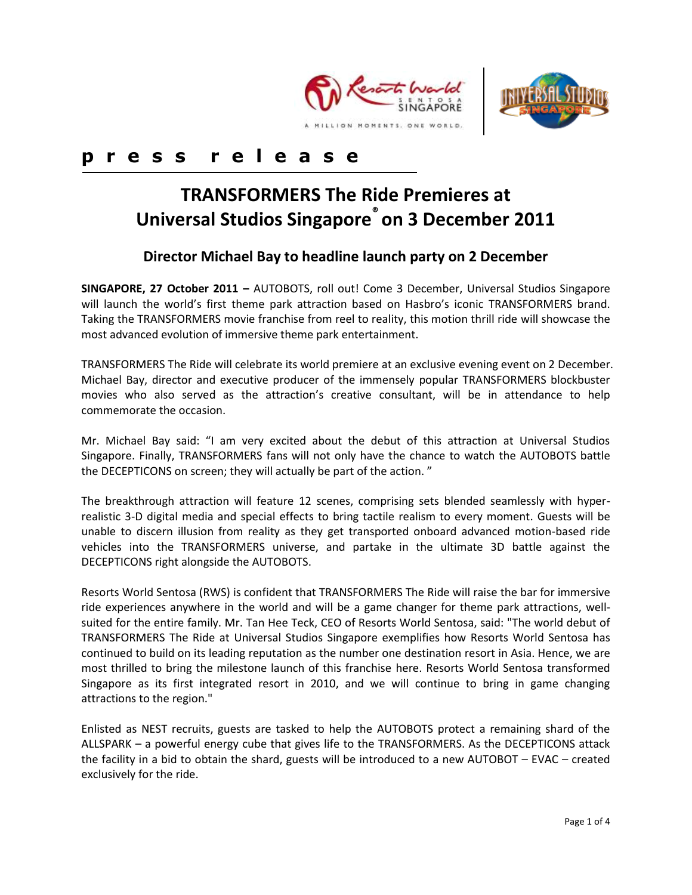**p r e s s   r e l e a s e**

# TRANSFORMERS The Ride Premieres at Universal Studios Singapore® on 3 December 2011

## Director Michael Bay to headline launch party on 2 December

**SINGAPORE, 27 October 2011 –** AUTOBOTS, roll out! Come 3 December, Universal Studios Singapore will launch the world's first theme park attraction based on Hasbro's iconic TRANSFORMERS brand. Taking the TRANSFORMERS movie franchise from reel to reality, this motion thrill ride will showcase the most advanced evolution of immersive theme park entertainment.

TRANSFORMERS The Ride will celebrate its world premiere at an exclusive evening event on 2 December. Michael Bay, director and executive producer of the immensely popular TRANSFORMERS blockbuster movies who also served as the attraction's creative consultant, will be in attendance to help commemorate the occasion.

Mr. Michael Bay said: "I am very excited about the debut of this attraction at Universal Studios Singapore. Finally, TRANSFORMERS fans will not only have the chance to watch the AUTOBOTS battle the DECEPTICONS on screen; they will actually be part of the action. "

The breakthrough attraction will feature 12 scenes, comprising sets blended seamlessly with hyper-realistic 3-D digital media and special effects to bring tactile realism to every moment. Guests will be unable to discern illusion from reality as they get transported onboard advanced motion-based ride vehicles into the TRANSFORMERS universe, and partake in the ultimate 3D battle against the DECEPTICONS right alongside the AUTOBOTS.

Resorts World Sentosa (RWS) is confident that TRANSFORMERS The Ride will raise the bar for immersive ride experiences anywhere in the world and will be a game changer for theme park attractions, well-suited for the entire family. Mr. Tan Hee Teck, CEO of Resorts World Sentosa, said: "The world debut of TRANSFORMERS The Ride at Universal Studios Singapore exemplifies how Resorts World Sentosa has continued to build on its leading reputation as the number one destination resort in Asia. Hence, we are most thrilled to bring the milestone launch of this franchise here. Resorts World Sentosa transformed Singapore as its first integrated resort in 2010, and we will continue to bring in game changing attractions to the region."

Enlisted as NEST recruits, guests are tasked to help the AUTOBOTS protect a remaining shard of the ALLSPARK – a powerful energy cube that gives life to the TRANSFORMERS. As the DECEPTICONS attack the facility in a bid to obtain the shard, guests will be introduced to a new AUTOBOT – EVAC – created exclusively for the ride.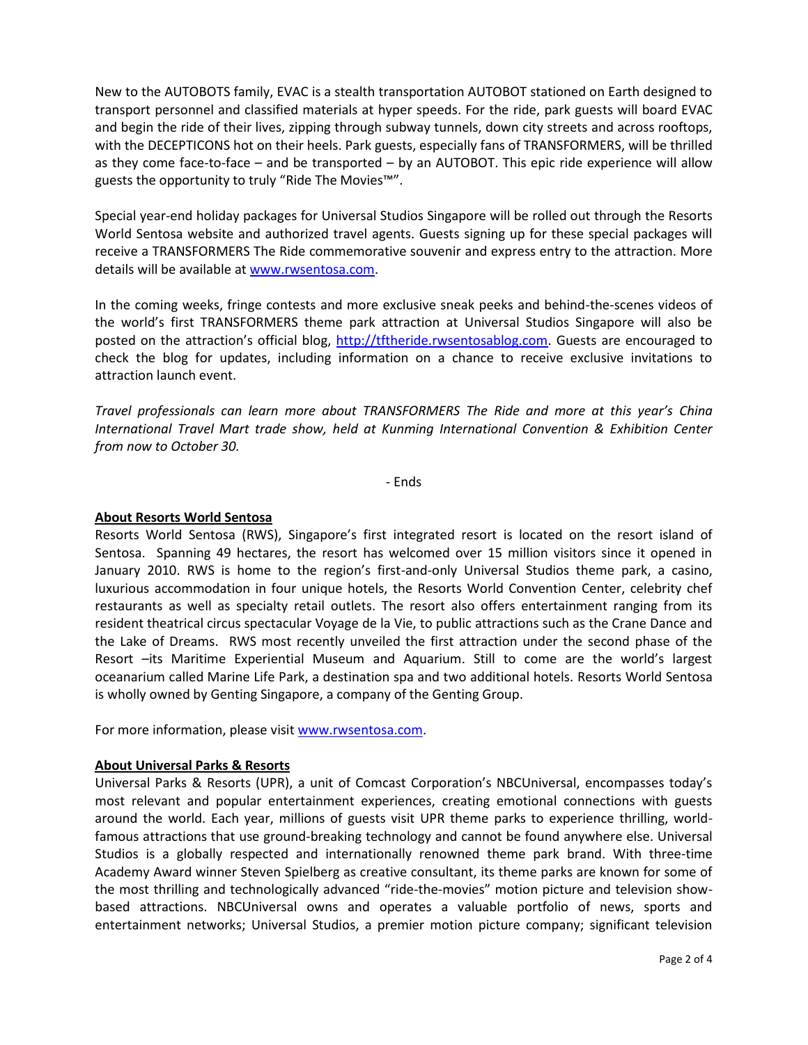New to the AUTOBOTS family, EVAC is a stealth transportation AUTOBOT stationed on Earth designed to transport personnel and classified materials at hyper speeds. For the ride, park guests will board EVAC and begin the ride of their lives, zipping through subway tunnels, down city streets and across rooftops, with the DECEPTICONS hot on their heels. Park guests, especially fans of TRANSFORMERS, will be thrilled as they come face-to-face – and be transported – by an AUTOBOT. This epic ride experience will allow guests the opportunity to truly "Ride The Movies™".

Special year-end holiday packages for Universal Studios Singapore will be rolled out through the Resorts World Sentosa website and authorized travel agents. Guests signing up for these special packages will receive a TRANSFORMERS The Ride commemorative souvenir and express entry to the attraction. More details will be available at www.rwsentosa.com.

In the coming weeks, fringe contests and more exclusive sneak peeks and behind-the-scenes videos of the world's first TRANSFORMERS theme park attraction at Universal Studios Singapore will also be posted on the attraction's official blog, http://tftheride.rwsentosablog.com. Guests are encouraged to check the blog for updates, including information on a chance to receive exclusive invitations to attraction launch event.

*Travel professionals can learn more about TRANSFORMERS The Ride and more at this year's China International Travel Mart trade show, held at Kunming International Convention & Exhibition Center from now to October 30.*

- Ends

**About Resorts World Sentosa**

Resorts World Sentosa (RWS), Singapore's first integrated resort is located on the resort island of Sentosa. Spanning 49 hectares, the resort has welcomed over 15 million visitors since it opened in January 2010. RWS is home to the region's first-and-only Universal Studios theme park, a casino, luxurious accommodation in four unique hotels, the Resorts World Convention Center, celebrity chef restaurants as well as specialty retail outlets. The resort also offers entertainment ranging from its resident theatrical circus spectacular Voyage de la Vie, to public attractions such as the Crane Dance and the Lake of Dreams. RWS most recently unveiled the first attraction under the second phase of the Resort –its Maritime Experiential Museum and Aquarium. Still to come are the world's largest oceanarium called Marine Life Park, a destination spa and two additional hotels. Resorts World Sentosa is wholly owned by Genting Singapore, a company of the Genting Group.

For more information, please visit www.rwsentosa.com.

**About Universal Parks & Resorts**

Universal Parks & Resorts (UPR), a unit of Comcast Corporation's NBCUniversal, encompasses today's most relevant and popular entertainment experiences, creating emotional connections with guests around the world. Each year, millions of guests visit UPR theme parks to experience thrilling, world-famous attractions that use ground-breaking technology and cannot be found anywhere else. Universal Studios is a globally respected and internationally renowned theme park brand. With three-time Academy Award winner Steven Spielberg as creative consultant, its theme parks are known for some of the most thrilling and technologically advanced "ride-the-movies" motion picture and television show-based attractions. NBCUniversal owns and operates a valuable portfolio of news, sports and entertainment networks; Universal Studios, a premier motion picture company; significant television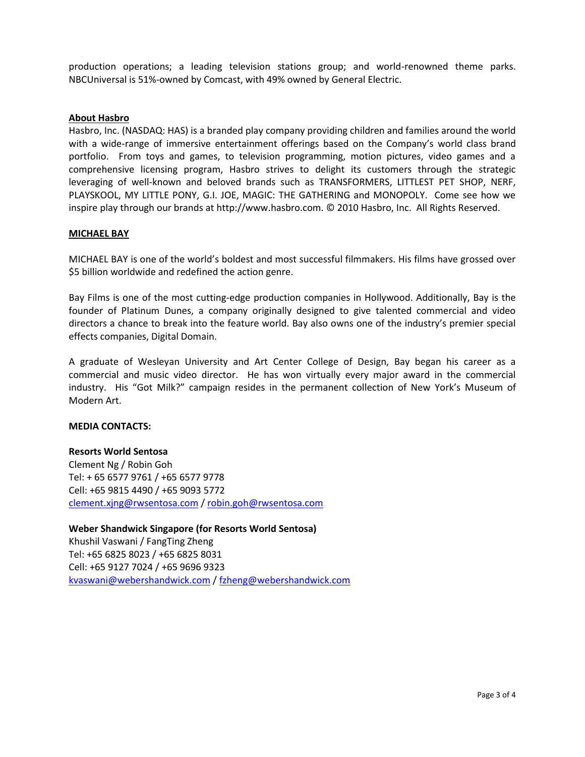production operations; a leading television stations group; and world-renowned theme parks. NBCUniversal is 51%-owned by Comcast, with 49% owned by General Electric.

## About Hasbro

Hasbro, Inc. (NASDAQ: HAS) is a branded play company providing children and families around the world with a wide-range of immersive entertainment offerings based on the Company's world class brand portfolio. From toys and games, to television programming, motion pictures, video games and a comprehensive licensing program, Hasbro strives to delight its customers through the strategic leveraging of well-known and beloved brands such as TRANSFORMERS, LITTLEST PET SHOP, NERF, PLAYSKOOL, MY LITTLE PONY, G.I. JOE, MAGIC: THE GATHERING and MONOPOLY. Come see how we inspire play through our brands at http://www.hasbro.com. © 2010 Hasbro, Inc. All Rights Reserved.

## MICHAEL BAY

MICHAEL BAY is one of the world's boldest and most successful filmmakers. His films have grossed over $5 billion worldwide and redefined the action genre.

Bay Films is one of the most cutting-edge production companies in Hollywood. Additionally, Bay is the founder of Platinum Dunes, a company originally designed to give talented commercial and video directors a chance to break into the feature world. Bay also owns one of the industry's premier special effects companies, Digital Domain.

A graduate of Wesleyan University and Art Center College of Design, Bay began his career as a commercial and music video director. He has won virtually every major award in the commercial industry. His "Got Milk?" campaign resides in the permanent collection of New York's Museum of Modern Art.

**MEDIA CONTACTS:**

**Resorts World Sentosa**
Clement Ng / Robin Goh
Tel: + 65 6577 9761 / +65 6577 9778
Cell: +65 9815 4490 / +65 9093 5772
clement.xjng@rwsentosa.com / robin.goh@rwsentosa.com

**Weber Shandwick Singapore (for Resorts World Sentosa)**
Khushil Vaswani / FangTing Zheng
Tel: +65 6825 8023 / +65 6825 8031
Cell: +65 9127 7024 / +65 9696 9323
kvaswani@webershandwick.com / fzheng@webershandwick.com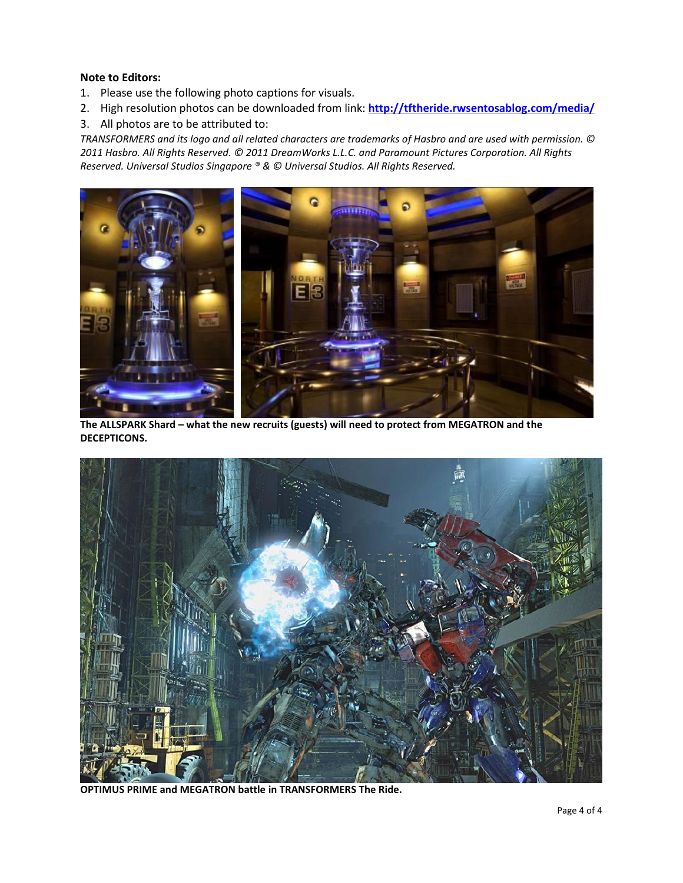**Note to Editors:**

1. Please use the following photo captions for visuals.
2. High resolution photos can be downloaded from link: **http://tftheride.rwsentosablog.com/media/**
3. All photos are to be attributed to:

*TRANSFORMERS and its logo and all related characters are trademarks of Hasbro and are used with permission. © 2011 Hasbro. All Rights Reserved. © 2011 DreamWorks L.L.C. and Paramount Pictures Corporation. All Rights Reserved. Universal Studios Singapore ® & © Universal Studios. All Rights Reserved.*

**The ALLSPARK Shard – what the new recruits (guests) will need to protect from MEGATRON and the DECEPTICONS.**

**OPTIMUS PRIME and MEGATRON battle in TRANSFORMERS The Ride.**